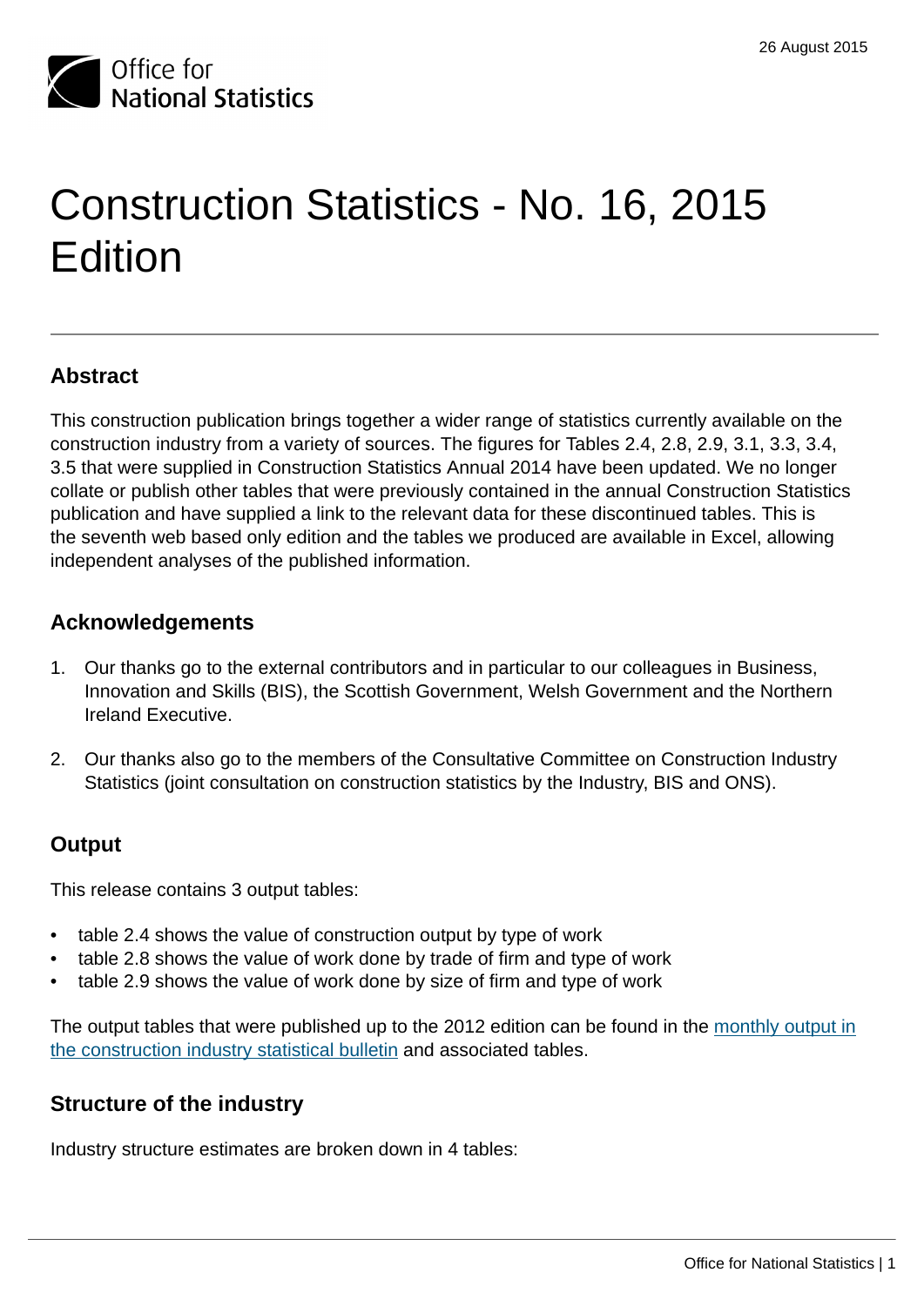26 August 2015

# Construction Statistics - No. 16, 2015 Edition

## Abstract

This construction publication brings together a wider range of statistics currently available on the construction industry from a variety of sources. The figures for Tables 2.4, 2.8, 2.9, 3.1, 3.3, 3.4, 3.5 that were supplied in Construction Statistics Annual 2014 have been updated. We no longer collate or publish other tables that were previously contained in the annual Construction Statistics publication and have supplied a link to the relevant data for these discontinued tables. This is the seventh web based only edition and the tables we produced are available in Excel, allowing independent analyses of the published information.

## Acknowledgements

1. Our thanks go to the external contributors and in particular to our colleagues in Business, Innovation and Skills (BIS), the Scottish Government, Welsh Government and the Northern Ireland Executive.
2. Our thanks also go to the members of the Consultative Committee on Construction Industry Statistics (joint consultation on construction statistics by the Industry, BIS and ONS).

## Output

This release contains 3 output tables:

- table 2.4 shows the value of construction output by type of work
- table 2.8 shows the value of work done by trade of firm and type of work
- table 2.9 shows the value of work done by size of firm and type of work

The output tables that were published up to the 2012 edition can be found in the monthly output in the construction industry statistical bulletin and associated tables.

## Structure of the industry

Industry structure estimates are broken down in 4 tables: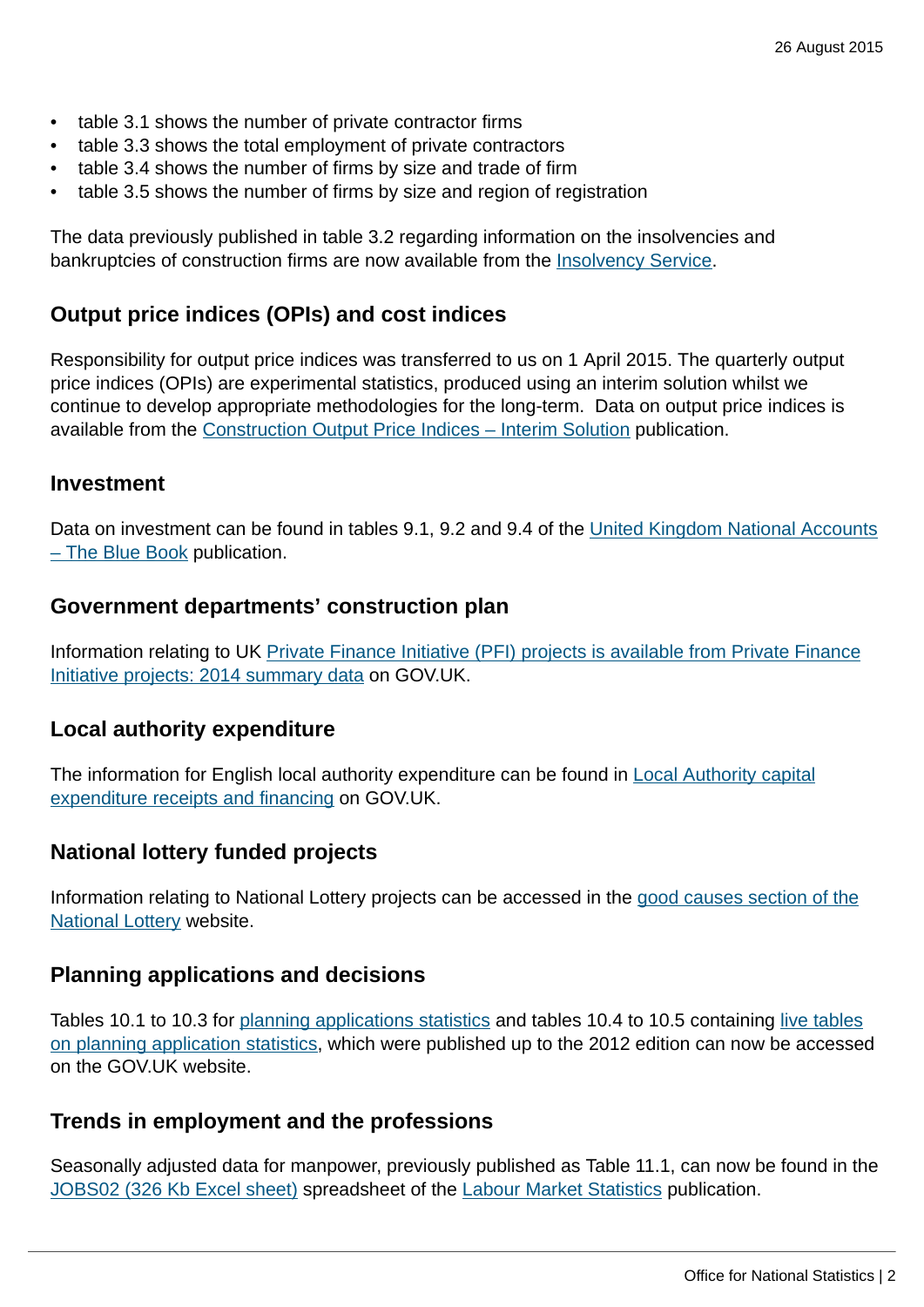- table 3.1 shows the number of private contractor firms
- table 3.3 shows the total employment of private contractors
- table 3.4 shows the number of firms by size and trade of firm
- table 3.5 shows the number of firms by size and region of registration

The data previously published in table 3.2 regarding information on the insolvencies and bankruptcies of construction firms are now available from the Insolvency Service.

### Output price indices (OPIs) and cost indices

Responsibility for output price indices was transferred to us on 1 April 2015. The quarterly output price indices (OPIs) are experimental statistics, produced using an interim solution whilst we continue to develop appropriate methodologies for the long-term. Data on output price indices is available from the Construction Output Price Indices – Interim Solution publication.

### Investment

Data on investment can be found in tables 9.1, 9.2 and 9.4 of the United Kingdom National Accounts – The Blue Book publication.

### Government departments' construction plan

Information relating to UK Private Finance Initiative (PFI) projects is available from Private Finance Initiative projects: 2014 summary data on GOV.UK.

### Local authority expenditure

The information for English local authority expenditure can be found in Local Authority capital expenditure receipts and financing on GOV.UK.

### National lottery funded projects

Information relating to National Lottery projects can be accessed in the good causes section of the National Lottery website.

### Planning applications and decisions

Tables 10.1 to 10.3 for planning applications statistics and tables 10.4 to 10.5 containing live tables on planning application statistics, which were published up to the 2012 edition can now be accessed on the GOV.UK website.

### Trends in employment and the professions

Seasonally adjusted data for manpower, previously published as Table 11.1, can now be found in the JOBS02 (326 Kb Excel sheet) spreadsheet of the Labour Market Statistics publication.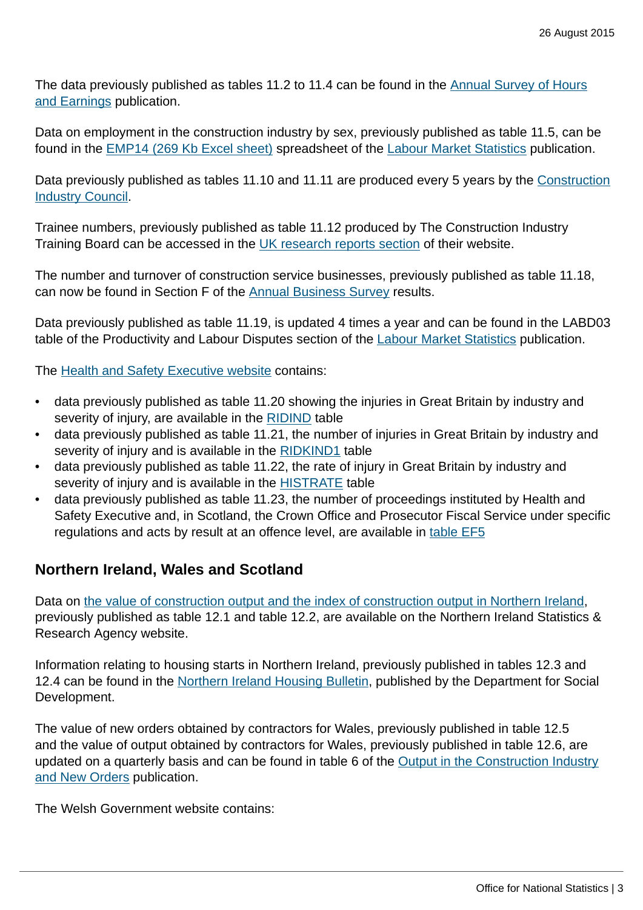The data previously published as tables 11.2 to 11.4 can be found in the Annual Survey of Hours and Earnings publication.

Data on employment in the construction industry by sex, previously published as table 11.5, can be found in the EMP14 (269 Kb Excel sheet) spreadsheet of the Labour Market Statistics publication.

Data previously published as tables 11.10 and 11.11 are produced every 5 years by the Construction Industry Council.

Trainee numbers, previously published as table 11.12 produced by The Construction Industry Training Board can be accessed in the UK research reports section of their website.

The number and turnover of construction service businesses, previously published as table 11.18, can now be found in Section F of the Annual Business Survey results.

Data previously published as table 11.19, is updated 4 times a year and can be found in the LABD03 table of the Productivity and Labour Disputes section of the Labour Market Statistics publication.

The Health and Safety Executive website contains:

- data previously published as table 11.20 showing the injuries in Great Britain by industry and severity of injury, are available in the RIDIND table
- data previously published as table 11.21, the number of injuries in Great Britain by industry and severity of injury and is available in the RIDKIND1 table
- data previously published as table 11.22, the rate of injury in Great Britain by industry and severity of injury and is available in the HISTRATE table
- data previously published as table 11.23, the number of proceedings instituted by Health and Safety Executive and, in Scotland, the Crown Office and Prosecutor Fiscal Service under specific regulations and acts by result at an offence level, are available in table EF5

## Northern Ireland, Wales and Scotland

Data on the value of construction output and the index of construction output in Northern Ireland, previously published as table 12.1 and table 12.2, are available on the Northern Ireland Statistics & Research Agency website.

Information relating to housing starts in Northern Ireland, previously published in tables 12.3 and 12.4 can be found in the Northern Ireland Housing Bulletin, published by the Department for Social Development.

The value of new orders obtained by contractors for Wales, previously published in table 12.5 and the value of output obtained by contractors for Wales, previously published in table 12.6, are updated on a quarterly basis and can be found in table 6 of the Output in the Construction Industry and New Orders publication.

The Welsh Government website contains: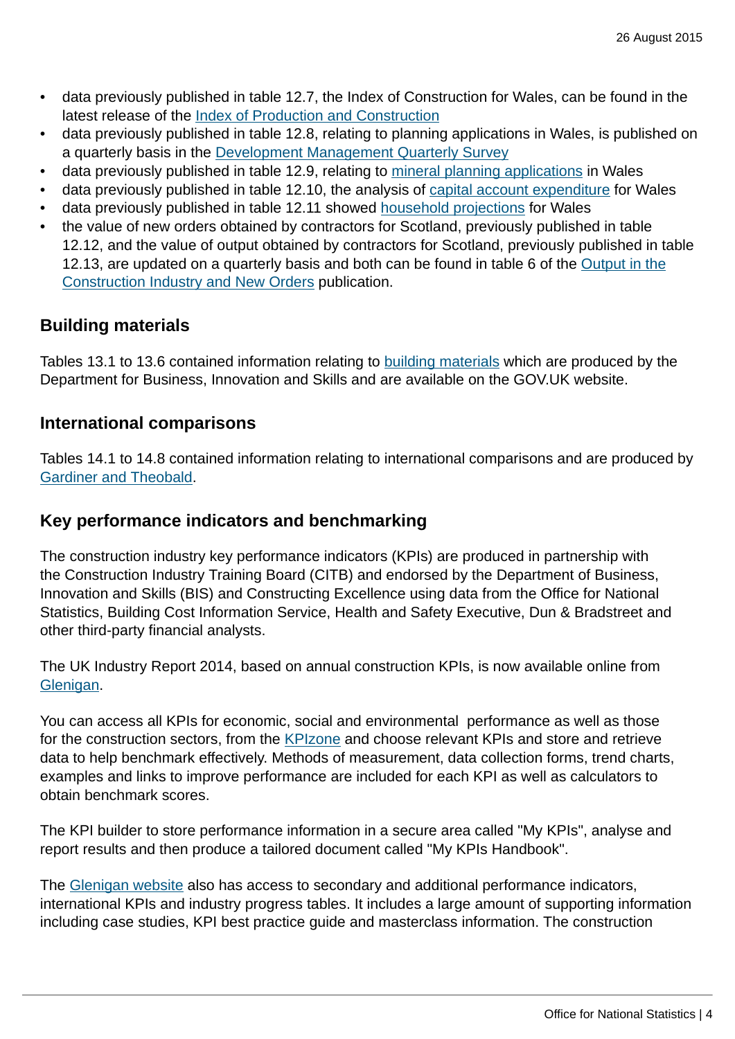- data previously published in table 12.7, the Index of Construction for Wales, can be found in the latest release of the Index of Production and Construction
- data previously published in table 12.8, relating to planning applications in Wales, is published on a quarterly basis in the Development Management Quarterly Survey
- data previously published in table 12.9, relating to mineral planning applications in Wales
- data previously published in table 12.10, the analysis of capital account expenditure for Wales
- data previously published in table 12.11 showed household projections for Wales
- the value of new orders obtained by contractors for Scotland, previously published in table 12.12, and the value of output obtained by contractors for Scotland, previously published in table 12.13, are updated on a quarterly basis and both can be found in table 6 of the Output in the Construction Industry and New Orders publication.

## Building materials

Tables 13.1 to 13.6 contained information relating to building materials which are produced by the Department for Business, Innovation and Skills and are available on the GOV.UK website.

## International comparisons

Tables 14.1 to 14.8 contained information relating to international comparisons and are produced by Gardiner and Theobald.

## Key performance indicators and benchmarking

The construction industry key performance indicators (KPIs) are produced in partnership with the Construction Industry Training Board (CITB) and endorsed by the Department of Business, Innovation and Skills (BIS) and Constructing Excellence using data from the Office for National Statistics, Building Cost Information Service, Health and Safety Executive, Dun & Bradstreet and other third-party financial analysts.

The UK Industry Report 2014, based on annual construction KPIs, is now available online from Glenigan.

You can access all KPIs for economic, social and environmental performance as well as those for the construction sectors, from the KPIzone and choose relevant KPIs and store and retrieve data to help benchmark effectively. Methods of measurement, data collection forms, trend charts, examples and links to improve performance are included for each KPI as well as calculators to obtain benchmark scores.

The KPI builder to store performance information in a secure area called "My KPIs", analyse and report results and then produce a tailored document called "My KPIs Handbook".

The Glenigan website also has access to secondary and additional performance indicators, international KPIs and industry progress tables. It includes a large amount of supporting information including case studies, KPI best practice guide and masterclass information. The construction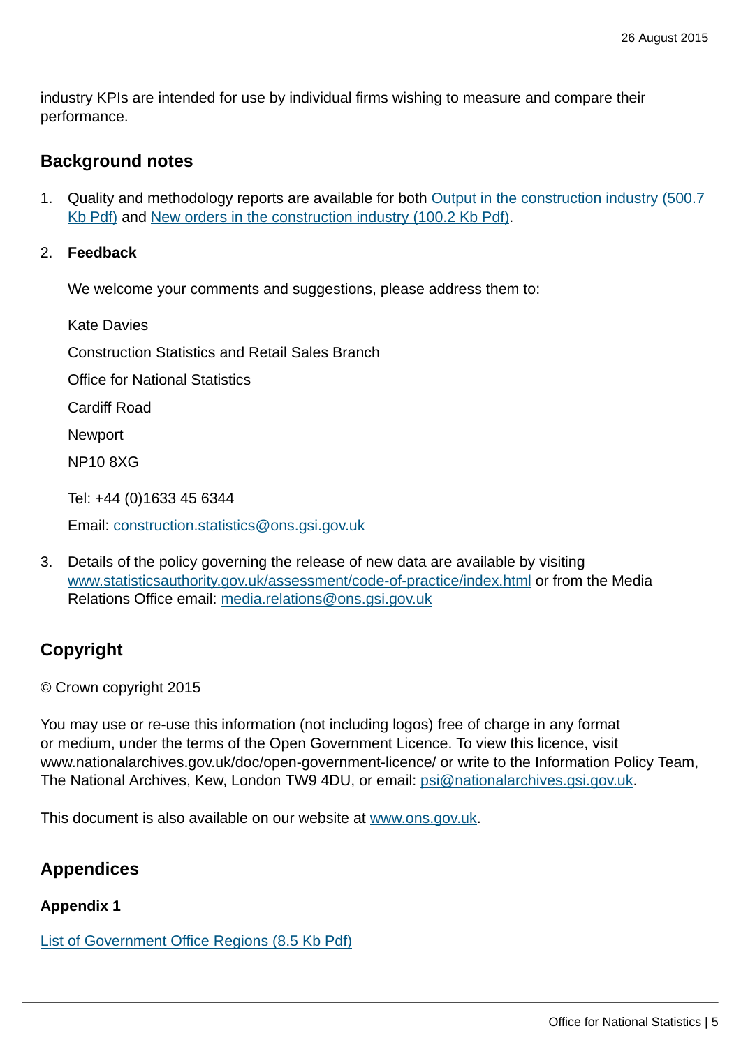industry KPIs are intended for use by individual firms wishing to measure and compare their performance.

## Background notes

1. Quality and methodology reports are available for both Output in the construction industry (500.7 Kb Pdf) and New orders in the construction industry (100.2 Kb Pdf).

2. **Feedback**

   We welcome your comments and suggestions, please address them to:

   Kate Davies

   Construction Statistics and Retail Sales Branch

   Office for National Statistics

   Cardiff Road

   Newport

   NP10 8XG

   Tel: +44 (0)1633 45 6344

   Email: construction.statistics@ons.gsi.gov.uk

3. Details of the policy governing the release of new data are available by visiting www.statisticsauthority.gov.uk/assessment/code-of-practice/index.html or from the Media Relations Office email: media.relations@ons.gsi.gov.uk

## Copyright

© Crown copyright 2015

You may use or re-use this information (not including logos) free of charge in any format or medium, under the terms of the Open Government Licence. To view this licence, visit www.nationalarchives.gov.uk/doc/open-government-licence/ or write to the Information Policy Team, The National Archives, Kew, London TW9 4DU, or email: psi@nationalarchives.gsi.gov.uk.

This document is also available on our website at www.ons.gov.uk.

## Appendices

### Appendix 1

List of Government Office Regions (8.5 Kb Pdf)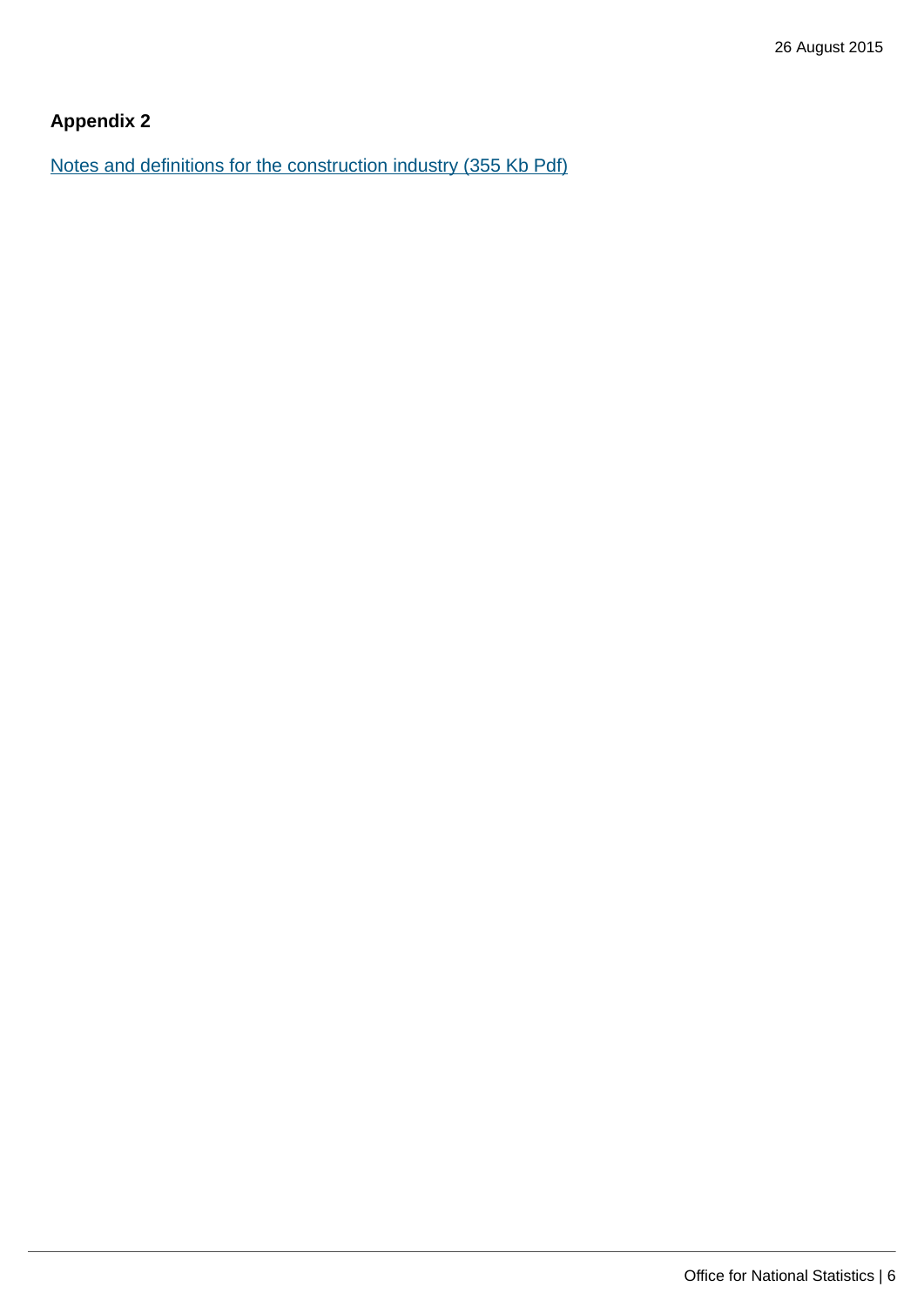## Appendix 2

Notes and definitions for the construction industry (355 Kb Pdf)